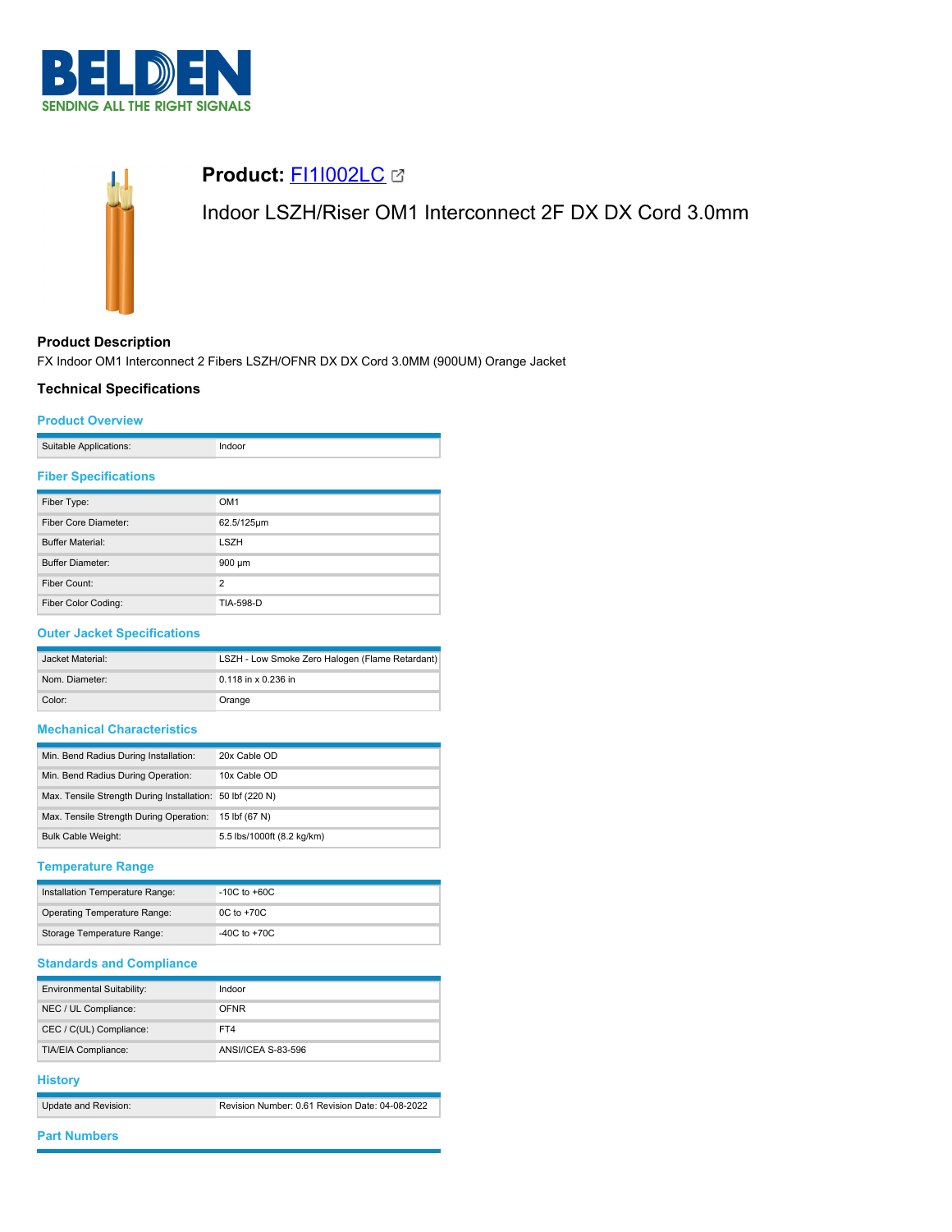# Product: FI1I002LC

Indoor LSZH/Riser OM1 Interconnect 2F DX DX Cord 3.0mm

## Product Description

FX Indoor OM1 Interconnect 2 Fibers LSZH/OFNR DX DX Cord 3.0MM (900UM) Orange Jacket

## Technical Specifications

### Product Overview

| | |
|---|---|
| Suitable Applications: | Indoor |

### Fiber Specifications

| | |
|---|---|
| Fiber Type: | OM1 |
| Fiber Core Diameter: | 62.5/125µm |
| Buffer Material: | LSZH |
| Buffer Diameter: | 900 µm |
| Fiber Count: | 2 |
| Fiber Color Coding: | TIA-598-D |

### Outer Jacket Specifications

| | |
|---|---|
| Jacket Material: | LSZH - Low Smoke Zero Halogen (Flame Retardant) |
| Nom. Diameter: | 0.118 in x 0.236 in |
| Color: | Orange |

### Mechanical Characteristics

| | |
|---|---|
| Min. Bend Radius During Installation: | 20x Cable OD |
| Min. Bend Radius During Operation: | 10x Cable OD |
| Max. Tensile Strength During Installation: | 50 lbf (220 N) |
| Max. Tensile Strength During Operation: | 15 lbf (67 N) |
| Bulk Cable Weight: | 5.5 lbs/1000ft (8.2 kg/km) |

### Temperature Range

| | |
|---|---|
| Installation Temperature Range: | -10C to +60C |
| Operating Temperature Range: | 0C to +70C |
| Storage Temperature Range: | -40C to +70C |

### Standards and Compliance

| | |
|---|---|
| Environmental Suitability: | Indoor |
| NEC / UL Compliance: | OFNR |
| CEC / C(UL) Compliance: | FT4 |
| TIA/EIA Compliance: | ANSI/ICEA S-83-596 |

### History

| | |
|---|---|
| Update and Revision: | Revision Number: 0.61 Revision Date: 04-08-2022 |

### Part Numbers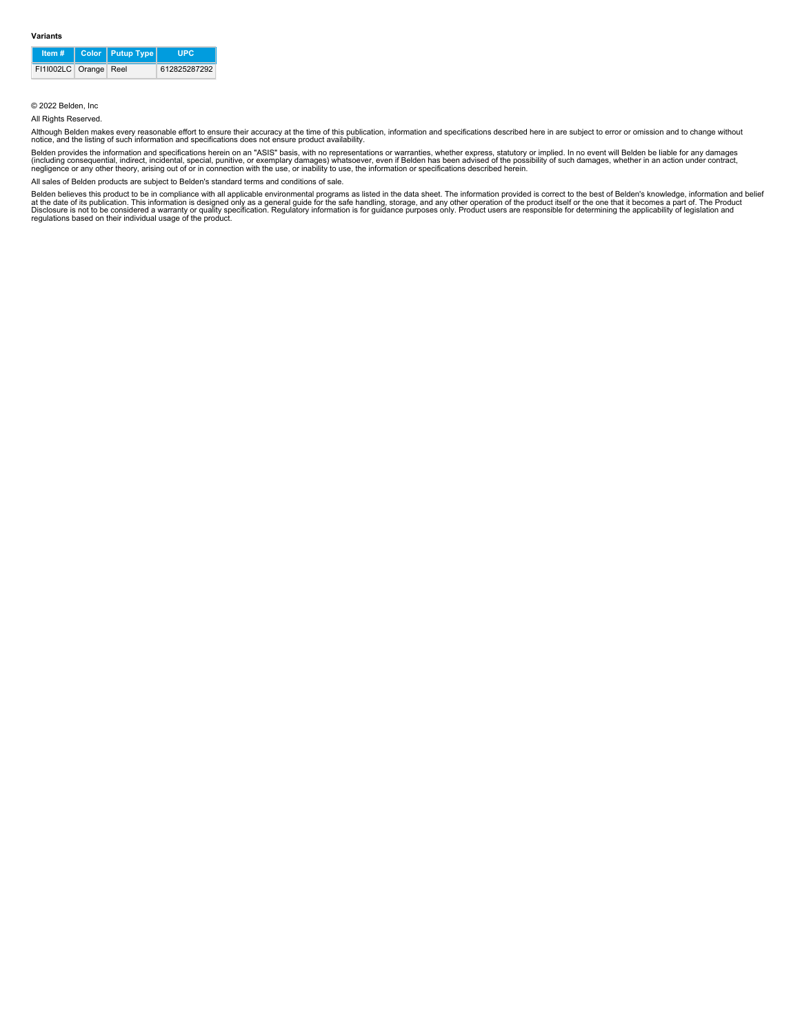**Variants**

| Item # | Color | Putup Type | UPC |
|---|---|---|---|
| FI1I002LC | Orange | Reel | 612825287292 |

© 2022 Belden, Inc

All Rights Reserved.

Although Belden makes every reasonable effort to ensure their accuracy at the time of this publication, information and specifications described here in are subject to error or omission and to change without notice, and the listing of such information and specifications does not ensure product availability.

Belden provides the information and specifications herein on an "ASIS" basis, with no representations or warranties, whether express, statutory or implied. In no event will Belden be liable for any damages (including consequential, indirect, incidental, special, punitive, or exemplary damages) whatsoever, even if Belden has been advised of the possibility of such damages, whether in an action under contract, negligence or any other theory, arising out of or in connection with the use, or inability to use, the information or specifications described herein.

All sales of Belden products are subject to Belden's standard terms and conditions of sale.

Belden believes this product to be in compliance with all applicable environmental programs as listed in the data sheet. The information provided is correct to the best of Belden's knowledge, information and belief at the date of its publication. This information is designed only as a general guide for the safe handling, storage, and any other operation of the product itself or the one that it becomes a part of. The Product Disclosure is not to be considered a warranty or quality specification. Regulatory information is for guidance purposes only. Product users are responsible for determining the applicability of legislation and regulations based on their individual usage of the product.